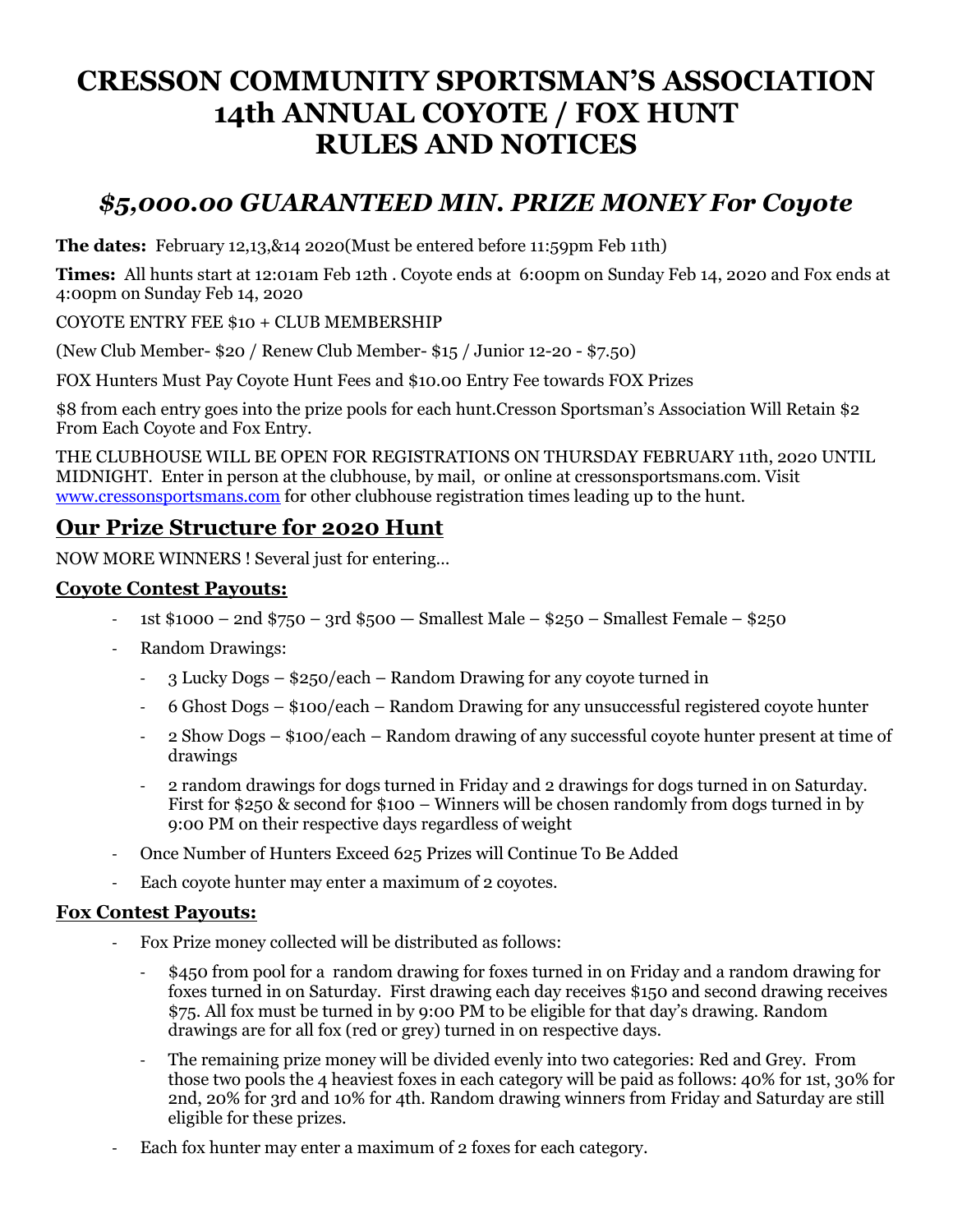# CRESSON COMMUNITY SPORTSMAN'S ASSOCIATION 14th ANNUAL COYOTE / FOX HUNT RULES AND NOTICES

## *$5,000.00 GUARANTEED MIN. PRIZE MONEY For Coyote*

**The dates:** February 12,13,&14 2020(Must be entered before 11:59pm Feb 11th)

**Times:** All hunts start at 12:01am Feb 12th . Coyote ends at 6:00pm on Sunday Feb 14, 2020 and Fox ends at 4:00pm on Sunday Feb 14, 2020

COYOTE ENTRY FEE $10 + CLUB MEMBERSHIP

(New Club Member- $20 / Renew Club Member- $15 / Junior 12-20 - $7.50)

FOX Hunters Must Pay Coyote Hunt Fees and $10.00 Entry Fee towards FOX Prizes

$8 from each entry goes into the prize pools for each hunt.Cresson Sportsman's Association Will Retain $2 From Each Coyote and Fox Entry.

THE CLUBHOUSE WILL BE OPEN FOR REGISTRATIONS ON THURSDAY FEBRUARY 11th, 2020 UNTIL MIDNIGHT. Enter in person at the clubhouse, by mail, or online at cressonsportsmans.com. Visit www.cressonsportsmans.com for other clubhouse registration times leading up to the hunt.

## Our Prize Structure for 2020 Hunt

NOW MORE WINNERS ! Several just for entering…

### Coyote Contest Payouts:

- 1st $1000 – 2nd $750 – 3rd $500 — Smallest Male – $250 – Smallest Female – $250
- Random Drawings:
  - 3 Lucky Dogs – $250/each – Random Drawing for any coyote turned in
  - 6 Ghost Dogs – $100/each – Random Drawing for any unsuccessful registered coyote hunter
  - 2 Show Dogs – $100/each – Random drawing of any successful coyote hunter present at time of drawings
  - 2 random drawings for dogs turned in Friday and 2 drawings for dogs turned in on Saturday. First for $250 & second for $100 – Winners will be chosen randomly from dogs turned in by 9:00 PM on their respective days regardless of weight
- Once Number of Hunters Exceed 625 Prizes will Continue To Be Added
- Each coyote hunter may enter a maximum of 2 coyotes.

### Fox Contest Payouts:

- Fox Prize money collected will be distributed as follows:
  - $450 from pool for a random drawing for foxes turned in on Friday and a random drawing for foxes turned in on Saturday. First drawing each day receives $150 and second drawing receives $75. All fox must be turned in by 9:00 PM to be eligible for that day's drawing. Random drawings are for all fox (red or grey) turned in on respective days.
  - The remaining prize money will be divided evenly into two categories: Red and Grey. From those two pools the 4 heaviest foxes in each category will be paid as follows: 40% for 1st, 30% for 2nd, 20% for 3rd and 10% for 4th. Random drawing winners from Friday and Saturday are still eligible for these prizes.
- Each fox hunter may enter a maximum of 2 foxes for each category.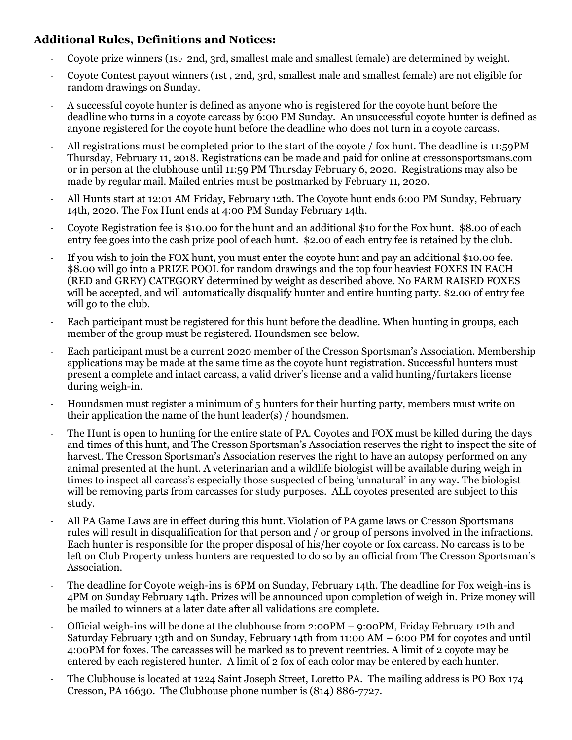## **Additional Rules, Definitions and Notices:**

- Coyote prize winners (1st, 2nd, 3rd, smallest male and smallest female) are determined by weight.
- Coyote Contest payout winners (1st , 2nd, 3rd, smallest male and smallest female) are not eligible for random drawings on Sunday.
- A successful coyote hunter is defined as anyone who is registered for the coyote hunt before the deadline who turns in a coyote carcass by 6:00 PM Sunday. An unsuccessful coyote hunter is defined as anyone registered for the coyote hunt before the deadline who does not turn in a coyote carcass.
- All registrations must be completed prior to the start of the coyote / fox hunt. The deadline is 11:59PM Thursday, February 11, 2018. Registrations can be made and paid for online at cressonsportsmans.com or in person at the clubhouse until 11:59 PM Thursday February 6, 2020. Registrations may also be made by regular mail. Mailed entries must be postmarked by February 11, 2020.
- All Hunts start at 12:01 AM Friday, February 12th. The Coyote hunt ends 6:00 PM Sunday, February 14th, 2020. The Fox Hunt ends at 4:00 PM Sunday February 14th.
- Coyote Registration fee is $10.00 for the hunt and an additional $10 for the Fox hunt. $8.00 of each entry fee goes into the cash prize pool of each hunt. $2.00 of each entry fee is retained by the club.
- If you wish to join the FOX hunt, you must enter the coyote hunt and pay an additional $10.00 fee. $8.00 will go into a PRIZE POOL for random drawings and the top four heaviest FOXES IN EACH (RED and GREY) CATEGORY determined by weight as described above. No FARM RAISED FOXES will be accepted, and will automatically disqualify hunter and entire hunting party. $2.00 of entry fee will go to the club.
- Each participant must be registered for this hunt before the deadline. When hunting in groups, each member of the group must be registered. Houndsmen see below.
- Each participant must be a current 2020 member of the Cresson Sportsman's Association. Membership applications may be made at the same time as the coyote hunt registration. Successful hunters must present a complete and intact carcass, a valid driver's license and a valid hunting/furtakers license during weigh-in.
- Houndsmen must register a minimum of 5 hunters for their hunting party, members must write on their application the name of the hunt leader(s) / houndsmen.
- The Hunt is open to hunting for the entire state of PA. Coyotes and FOX must be killed during the days and times of this hunt, and The Cresson Sportsman's Association reserves the right to inspect the site of harvest. The Cresson Sportsman's Association reserves the right to have an autopsy performed on any animal presented at the hunt. A veterinarian and a wildlife biologist will be available during weigh in times to inspect all carcass's especially those suspected of being 'unnatural' in any way. The biologist will be removing parts from carcasses for study purposes. ALL coyotes presented are subject to this study.
- All PA Game Laws are in effect during this hunt. Violation of PA game laws or Cresson Sportsmans rules will result in disqualification for that person and / or group of persons involved in the infractions. Each hunter is responsible for the proper disposal of his/her coyote or fox carcass. No carcass is to be left on Club Property unless hunters are requested to do so by an official from The Cresson Sportsman's Association.
- The deadline for Coyote weigh-ins is 6PM on Sunday, February 14th. The deadline for Fox weigh-ins is 4PM on Sunday February 14th. Prizes will be announced upon completion of weigh in. Prize money will be mailed to winners at a later date after all validations are complete.
- Official weigh-ins will be done at the clubhouse from 2:00PM – 9:00PM, Friday February 12th and Saturday February 13th and on Sunday, February 14th from 11:00 AM – 6:00 PM for coyotes and until 4:00PM for foxes. The carcasses will be marked as to prevent reentries. A limit of 2 coyote may be entered by each registered hunter. A limit of 2 fox of each color may be entered by each hunter.
- The Clubhouse is located at 1224 Saint Joseph Street, Loretto PA. The mailing address is PO Box 174 Cresson, PA 16630. The Clubhouse phone number is (814) 886-7727.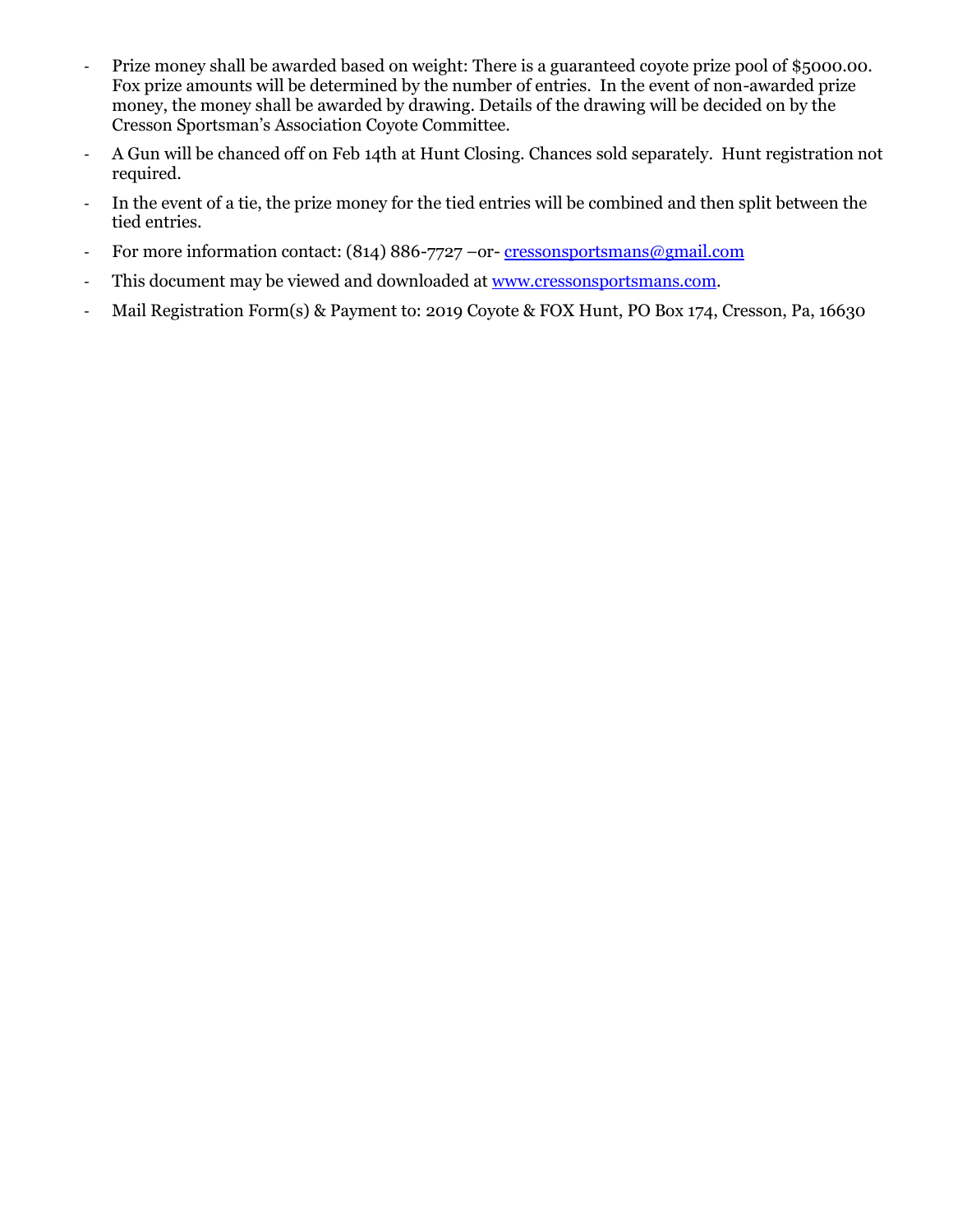- Prize money shall be awarded based on weight: There is a guaranteed coyote prize pool of $5000.00. Fox prize amounts will be determined by the number of entries. In the event of non-awarded prize money, the money shall be awarded by drawing. Details of the drawing will be decided on by the Cresson Sportsman's Association Coyote Committee.
- A Gun will be chanced off on Feb 14th at Hunt Closing. Chances sold separately. Hunt registration not required.
- In the event of a tie, the prize money for the tied entries will be combined and then split between the tied entries.
- For more information contact: (814) 886-7727 –or- [cressonsportsmans@gmail.com](mailto:cressonsportsmans@gmail.com)
- This document may be viewed and downloaded at [www.cressonsportsmans.com](http://www.cressonsportsmans.com).
- Mail Registration Form(s) & Payment to: 2019 Coyote & FOX Hunt, PO Box 174, Cresson, Pa, 16630